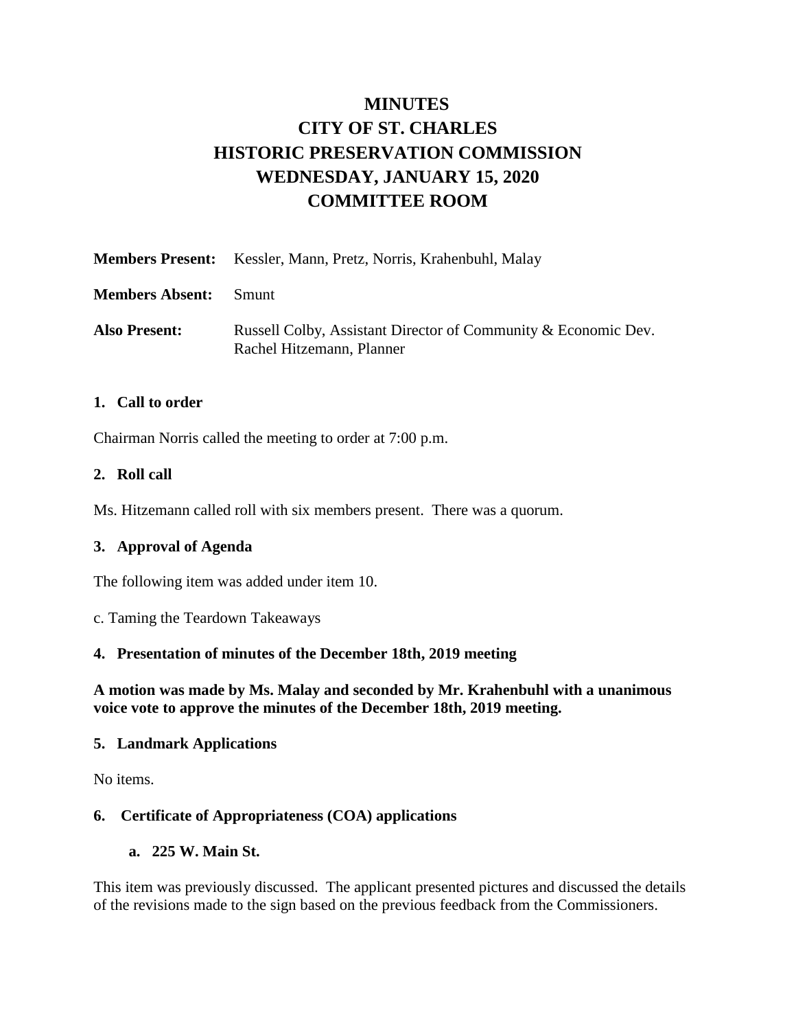# MINUTES
# CITY OF ST. CHARLES
# HISTORIC PRESERVATION COMMISSION
# WEDNESDAY, JANUARY 15, 2020
# COMMITTEE ROOM

**Members Present:** Kessler, Mann, Pretz, Norris, Krahenbuhl, Malay

**Members Absent:** Smunt

**Also Present:** Russell Colby, Assistant Director of Community & Economic Dev.
Rachel Hitzemann, Planner

### 1. Call to order

Chairman Norris called the meeting to order at 7:00 p.m.

### 2. Roll call

Ms. Hitzemann called roll with six members present. There was a quorum.

### 3. Approval of Agenda

The following item was added under item 10.

c. Taming the Teardown Takeaways

### 4. Presentation of minutes of the December 18th, 2019 meeting

**A motion was made by Ms. Malay and seconded by Mr. Krahenbuhl with a unanimous voice vote to approve the minutes of the December 18th, 2019 meeting.**

### 5. Landmark Applications

No items.

### 6. Certificate of Appropriateness (COA) applications

#### a. 225 W. Main St.

This item was previously discussed. The applicant presented pictures and discussed the details of the revisions made to the sign based on the previous feedback from the Commissioners.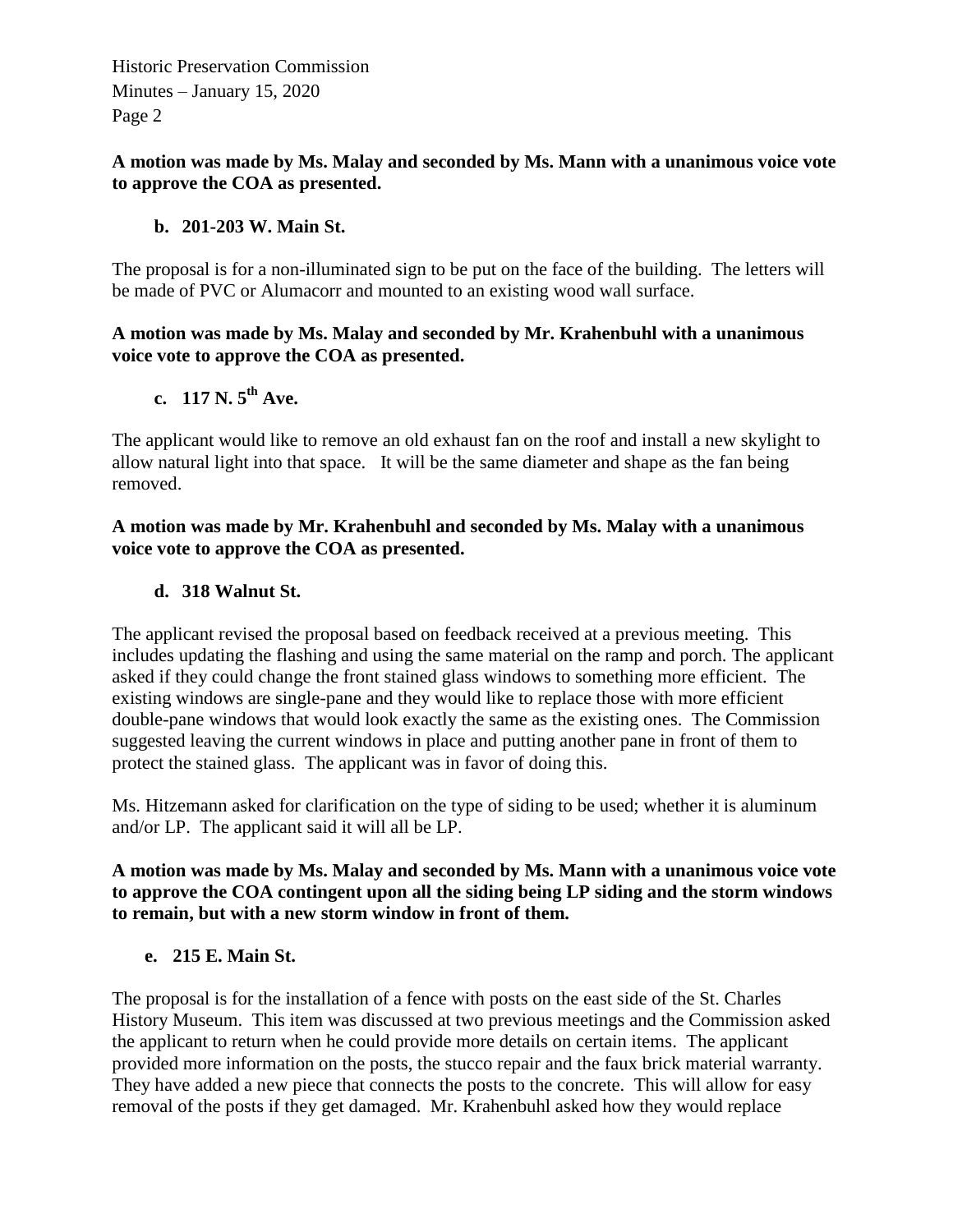**A motion was made by Ms. Malay and seconded by Ms. Mann with a unanimous voice vote to approve the COA as presented.**

**b. 201-203 W. Main St.**

The proposal is for a non-illuminated sign to be put on the face of the building. The letters will be made of PVC or Alumacorr and mounted to an existing wood wall surface.

**A motion was made by Ms. Malay and seconded by Mr. Krahenbuhl with a unanimous voice vote to approve the COA as presented.**

**c. 117 N. 5th Ave.**

The applicant would like to remove an old exhaust fan on the roof and install a new skylight to allow natural light into that space. It will be the same diameter and shape as the fan being removed.

**A motion was made by Mr. Krahenbuhl and seconded by Ms. Malay with a unanimous voice vote to approve the COA as presented.**

**d. 318 Walnut St.**

The applicant revised the proposal based on feedback received at a previous meeting. This includes updating the flashing and using the same material on the ramp and porch. The applicant asked if they could change the front stained glass windows to something more efficient. The existing windows are single-pane and they would like to replace those with more efficient double-pane windows that would look exactly the same as the existing ones. The Commission suggested leaving the current windows in place and putting another pane in front of them to protect the stained glass. The applicant was in favor of doing this.

Ms. Hitzemann asked for clarification on the type of siding to be used; whether it is aluminum and/or LP. The applicant said it will all be LP.

**A motion was made by Ms. Malay and seconded by Ms. Mann with a unanimous voice vote to approve the COA contingent upon all the siding being LP siding and the storm windows to remain, but with a new storm window in front of them.**

**e. 215 E. Main St.**

The proposal is for the installation of a fence with posts on the east side of the St. Charles History Museum. This item was discussed at two previous meetings and the Commission asked the applicant to return when he could provide more details on certain items. The applicant provided more information on the posts, the stucco repair and the faux brick material warranty. They have added a new piece that connects the posts to the concrete. This will allow for easy removal of the posts if they get damaged. Mr. Krahenbuhl asked how they would replace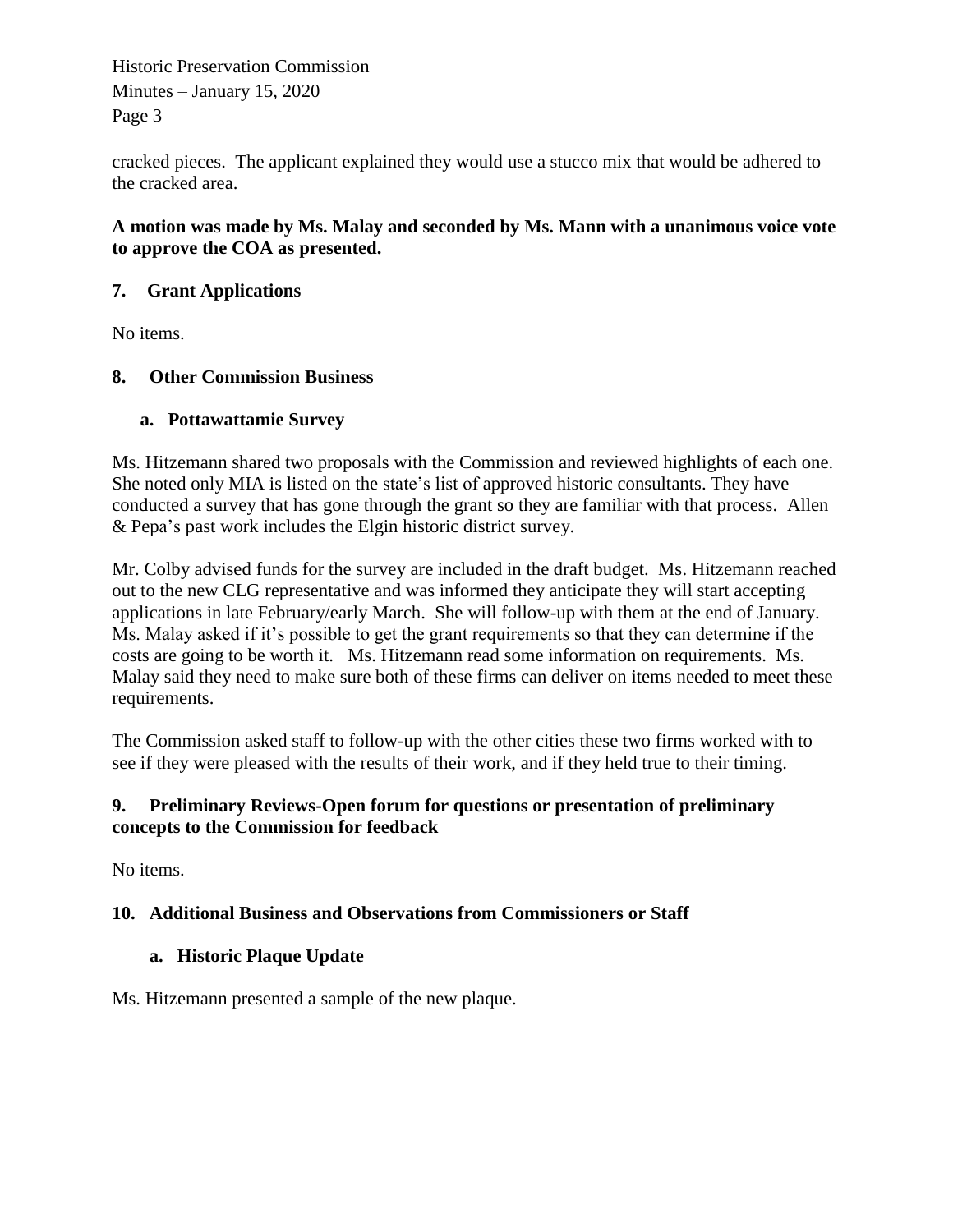cracked pieces. The applicant explained they would use a stucco mix that would be adhered to the cracked area.

**A motion was made by Ms. Malay and seconded by Ms. Mann with a unanimous voice vote to approve the COA as presented.**

## 7. Grant Applications

No items.

## 8. Other Commission Business

### a. Pottawattamie Survey

Ms. Hitzemann shared two proposals with the Commission and reviewed highlights of each one. She noted only MIA is listed on the state's list of approved historic consultants. They have conducted a survey that has gone through the grant so they are familiar with that process. Allen & Pepa's past work includes the Elgin historic district survey.

Mr. Colby advised funds for the survey are included in the draft budget. Ms. Hitzemann reached out to the new CLG representative and was informed they anticipate they will start accepting applications in late February/early March. She will follow-up with them at the end of January. Ms. Malay asked if it's possible to get the grant requirements so that they can determine if the costs are going to be worth it. Ms. Hitzemann read some information on requirements. Ms. Malay said they need to make sure both of these firms can deliver on items needed to meet these requirements.

The Commission asked staff to follow-up with the other cities these two firms worked with to see if they were pleased with the results of their work, and if they held true to their timing.

## 9. Preliminary Reviews-Open forum for questions or presentation of preliminary concepts to the Commission for feedback

No items.

## 10. Additional Business and Observations from Commissioners or Staff

### a. Historic Plaque Update

Ms. Hitzemann presented a sample of the new plaque.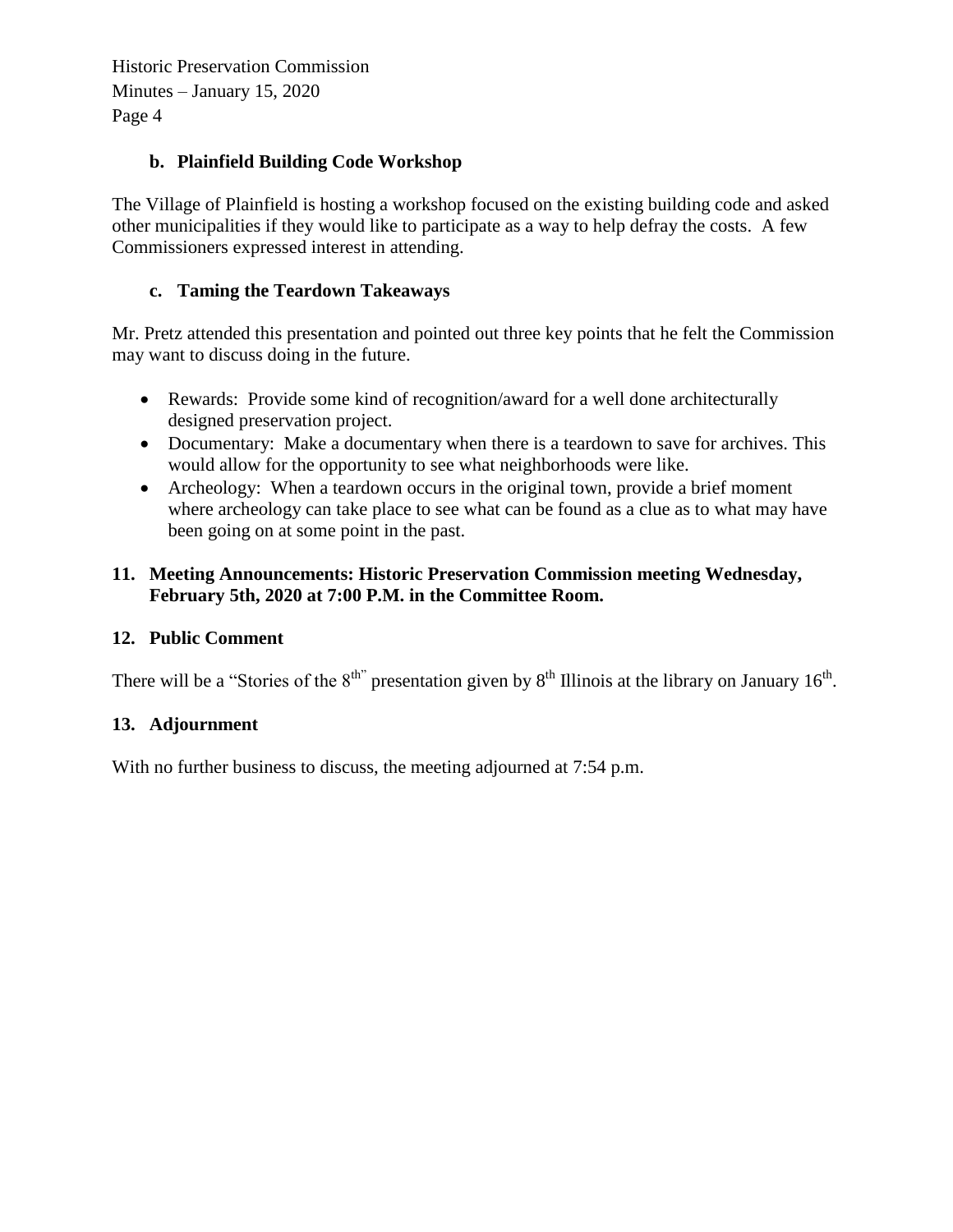**b. Plainfield Building Code Workshop**

The Village of Plainfield is hosting a workshop focused on the existing building code and asked other municipalities if they would like to participate as a way to help defray the costs. A few Commissioners expressed interest in attending.

**c. Taming the Teardown Takeaways**

Mr. Pretz attended this presentation and pointed out three key points that he felt the Commission may want to discuss doing in the future.

- Rewards: Provide some kind of recognition/award for a well done architecturally designed preservation project.
- Documentary: Make a documentary when there is a teardown to save for archives. This would allow for the opportunity to see what neighborhoods were like.
- Archeology: When a teardown occurs in the original town, provide a brief moment where archeology can take place to see what can be found as a clue as to what may have been going on at some point in the past.

**11. Meeting Announcements: Historic Preservation Commission meeting Wednesday, February 5th, 2020 at 7:00 P.M. in the Committee Room.**

**12. Public Comment**

There will be a "Stories of the 8th" presentation given by 8th Illinois at the library on January 16th.

**13. Adjournment**

With no further business to discuss, the meeting adjourned at 7:54 p.m.